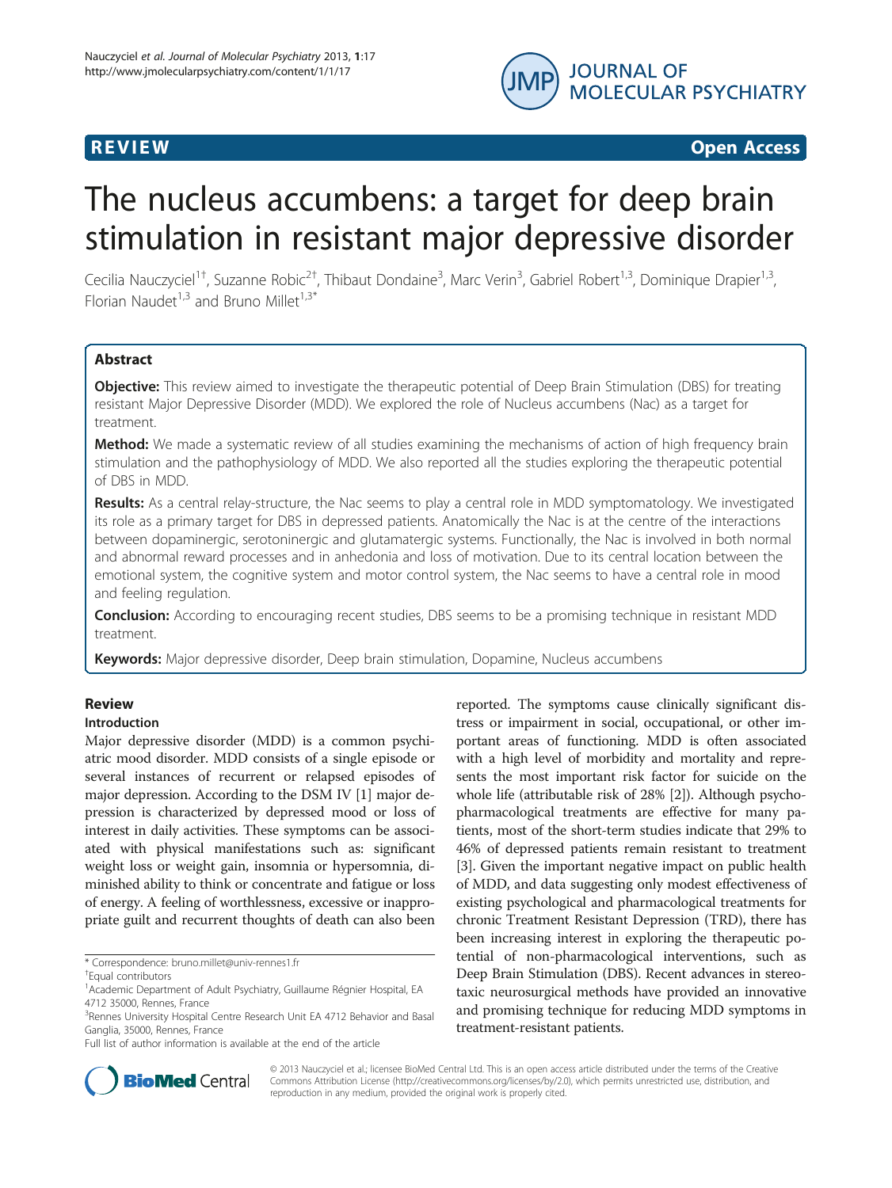**REVIEW** **Open Access**

# The nucleus accumbens: a target for deep brain stimulation in resistant major depressive disorder

Cecilia Nauczyciel[1†], Suzanne Robic[2†], Thibaut Dondaine[3], Marc Verin[3], Gabriel Robert[1,3], Dominique Drapier[1,3], Florian Naudet[1,3] and Bruno Millet[1,3*]

## Abstract

**Objective:** This review aimed to investigate the therapeutic potential of Deep Brain Stimulation (DBS) for treating resistant Major Depressive Disorder (MDD). We explored the role of Nucleus accumbens (Nac) as a target for treatment.

**Method:** We made a systematic review of all studies examining the mechanisms of action of high frequency brain stimulation and the pathophysiology of MDD. We also reported all the studies exploring the therapeutic potential of DBS in MDD.

**Results:** As a central relay-structure, the Nac seems to play a central role in MDD symptomatology. We investigated its role as a primary target for DBS in depressed patients. Anatomically the Nac is at the centre of the interactions between dopaminergic, serotoninergic and glutamatergic systems. Functionally, the Nac is involved in both normal and abnormal reward processes and in anhedonia and loss of motivation. Due to its central location between the emotional system, the cognitive system and motor control system, the Nac seems to have a central role in mood and feeling regulation.

**Conclusion:** According to encouraging recent studies, DBS seems to be a promising technique in resistant MDD treatment.

**Keywords:** Major depressive disorder, Deep brain stimulation, Dopamine, Nucleus accumbens

## Review

### Introduction

Major depressive disorder (MDD) is a common psychiatric mood disorder. MDD consists of a single episode or several instances of recurrent or relapsed episodes of major depression. According to the DSM IV [1] major depression is characterized by depressed mood or loss of interest in daily activities. These symptoms can be associated with physical manifestations such as: significant weight loss or weight gain, insomnia or hypersomnia, diminished ability to think or concentrate and fatigue or loss of energy. A feeling of worthlessness, excessive or inappropriate guilt and recurrent thoughts of death can also been reported. The symptoms cause clinically significant distress or impairment in social, occupational, or other important areas of functioning. MDD is often associated with a high level of morbidity and mortality and represents the most important risk factor for suicide on the whole life (attributable risk of 28% [2]). Although psychopharmacological treatments are effective for many patients, most of the short-term studies indicate that 29% to 46% of depressed patients remain resistant to treatment [3]. Given the important negative impact on public health of MDD, and data suggesting only modest effectiveness of existing psychological and pharmacological treatments for chronic Treatment Resistant Depression (TRD), there has been increasing interest in exploring the therapeutic potential of non-pharmacological interventions, such as Deep Brain Stimulation (DBS). Recent advances in stereotaxic neurosurgical methods have provided an innovative and promising technique for reducing MDD symptoms in treatment-resistant patients.

* Correspondence: bruno.millet@univ-rennes1.fr
† Equal contributors
[1] Academic Department of Adult Psychiatry, Guillaume Régnier Hospital, EA 4712 35000, Rennes, France
[3] Rennes University Hospital Centre Research Unit EA 4712 Behavior and Basal Ganglia, 35000, Rennes, France
Full list of author information is available at the end of the article

© 2013 Nauczyciel et al.; licensee BioMed Central Ltd. This is an open access article distributed under the terms of the Creative Commons Attribution License (http://creativecommons.org/licenses/by/2.0), which permits unrestricted use, distribution, and reproduction in any medium, provided the original work is properly cited.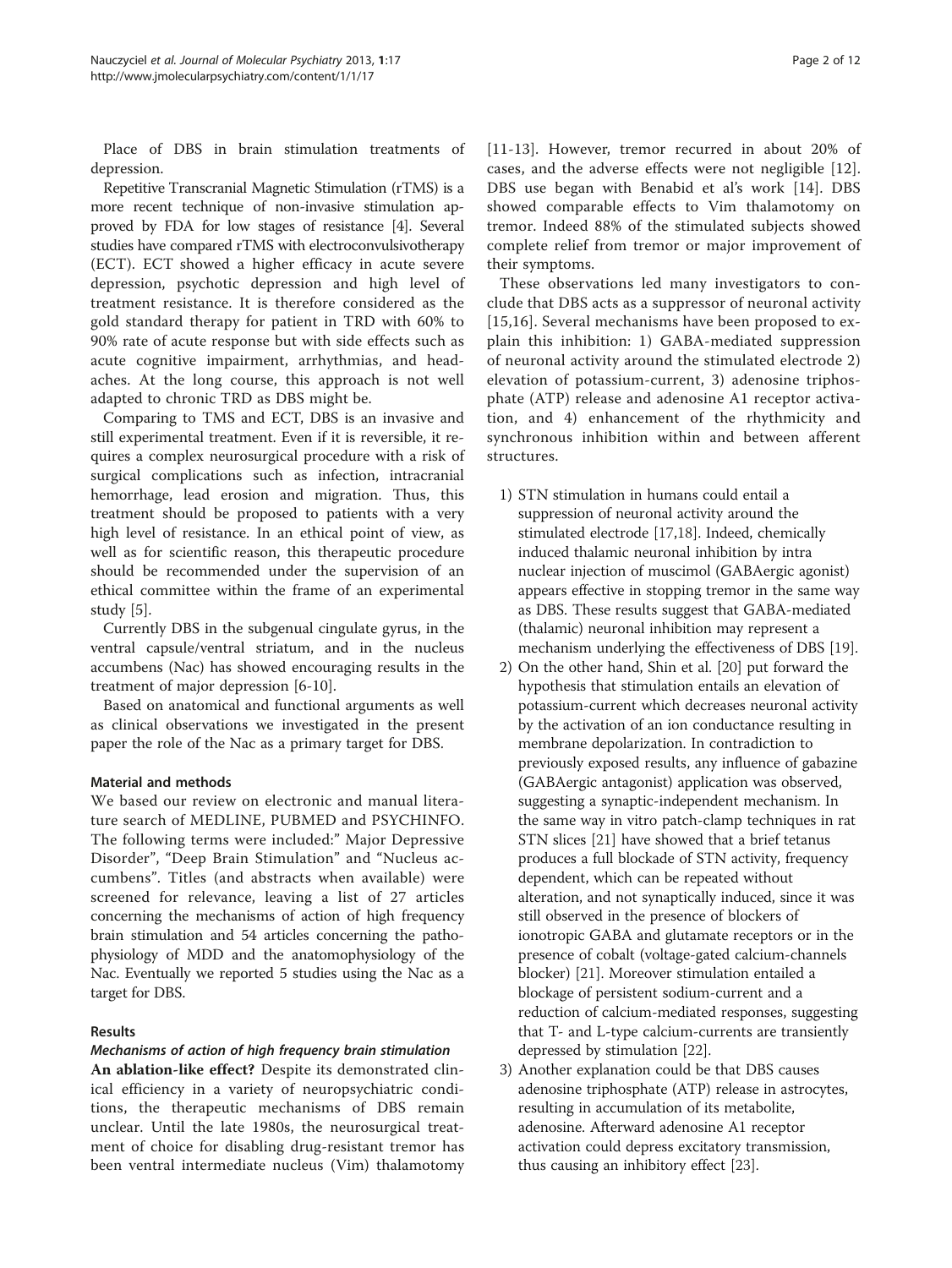Place of DBS in brain stimulation treatments of depression.

Repetitive Transcranial Magnetic Stimulation (rTMS) is a more recent technique of non-invasive stimulation approved by FDA for low stages of resistance [4]. Several studies have compared rTMS with electroconvulsivotherapy (ECT). ECT showed a higher efficacy in acute severe depression, psychotic depression and high level of treatment resistance. It is therefore considered as the gold standard therapy for patient in TRD with 60% to 90% rate of acute response but with side effects such as acute cognitive impairment, arrhythmias, and headaches. At the long course, this approach is not well adapted to chronic TRD as DBS might be.

Comparing to TMS and ECT, DBS is an invasive and still experimental treatment. Even if it is reversible, it requires a complex neurosurgical procedure with a risk of surgical complications such as infection, intracranial hemorrhage, lead erosion and migration. Thus, this treatment should be proposed to patients with a very high level of resistance. In an ethical point of view, as well as for scientific reason, this therapeutic procedure should be recommended under the supervision of an ethical committee within the frame of an experimental study [5].

Currently DBS in the subgenual cingulate gyrus, in the ventral capsule/ventral striatum, and in the nucleus accumbens (Nac) has showed encouraging results in the treatment of major depression [6-10].

Based on anatomical and functional arguments as well as clinical observations we investigated in the present paper the role of the Nac as a primary target for DBS.

## Material and methods

We based our review on electronic and manual literature search of MEDLINE, PUBMED and PSYCHINFO. The following terms were included:" Major Depressive Disorder", "Deep Brain Stimulation" and "Nucleus accumbens". Titles (and abstracts when available) were screened for relevance, leaving a list of 27 articles concerning the mechanisms of action of high frequency brain stimulation and 54 articles concerning the pathophysiology of MDD and the anatomophysiology of the Nac. Eventually we reported 5 studies using the Nac as a target for DBS.

## Results

### *Mechanisms of action of high frequency brain stimulation*

**An ablation-like effect?** Despite its demonstrated clinical efficiency in a variety of neuropsychiatric conditions, the therapeutic mechanisms of DBS remain unclear. Until the late 1980s, the neurosurgical treatment of choice for disabling drug-resistant tremor has been ventral intermediate nucleus (Vim) thalamotomy [11-13]. However, tremor recurred in about 20% of cases, and the adverse effects were not negligible [12]. DBS use began with Benabid et al's work [14]. DBS showed comparable effects to Vim thalamotomy on tremor. Indeed 88% of the stimulated subjects showed complete relief from tremor or major improvement of their symptoms.

These observations led many investigators to conclude that DBS acts as a suppressor of neuronal activity [15,16]. Several mechanisms have been proposed to explain this inhibition: 1) GABA-mediated suppression of neuronal activity around the stimulated electrode 2) elevation of potassium-current, 3) adenosine triphosphate (ATP) release and adenosine A1 receptor activation, and 4) enhancement of the rhythmicity and synchronous inhibition within and between afferent structures.

1) STN stimulation in humans could entail a suppression of neuronal activity around the stimulated electrode [17,18]. Indeed, chemically induced thalamic neuronal inhibition by intra nuclear injection of muscimol (GABAergic agonist) appears effective in stopping tremor in the same way as DBS. These results suggest that GABA-mediated (thalamic) neuronal inhibition may represent a mechanism underlying the effectiveness of DBS [19].
2) On the other hand, Shin et al. [20] put forward the hypothesis that stimulation entails an elevation of potassium-current which decreases neuronal activity by the activation of an ion conductance resulting in membrane depolarization. In contradiction to previously exposed results, any influence of gabazine (GABAergic antagonist) application was observed, suggesting a synaptic-independent mechanism. In the same way in vitro patch-clamp techniques in rat STN slices [21] have showed that a brief tetanus produces a full blockade of STN activity, frequency dependent, which can be repeated without alteration, and not synaptically induced, since it was still observed in the presence of blockers of ionotropic GABA and glutamate receptors or in the presence of cobalt (voltage-gated calcium-channels blocker) [21]. Moreover stimulation entailed a blockage of persistent sodium-current and a reduction of calcium-mediated responses, suggesting that T- and L-type calcium-currents are transiently depressed by stimulation [22].
3) Another explanation could be that DBS causes adenosine triphosphate (ATP) release in astrocytes, resulting in accumulation of its metabolite, adenosine. Afterward adenosine A1 receptor activation could depress excitatory transmission, thus causing an inhibitory effect [23].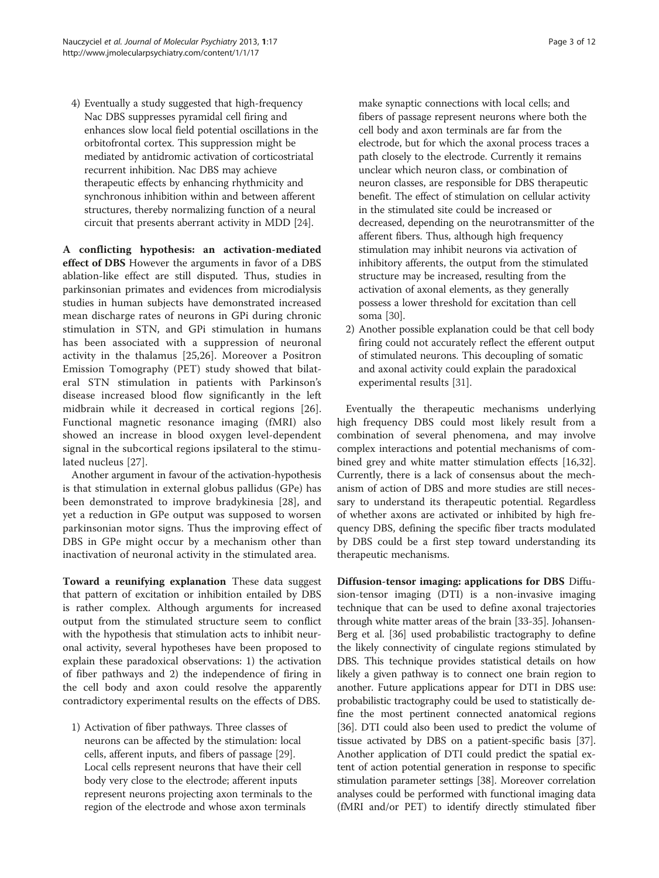4) Eventually a study suggested that high-frequency Nac DBS suppresses pyramidal cell firing and enhances slow local field potential oscillations in the orbitofrontal cortex. This suppression might be mediated by antidromic activation of corticostriatal recurrent inhibition. Nac DBS may achieve therapeutic effects by enhancing rhythmicity and synchronous inhibition within and between afferent structures, thereby normalizing function of a neural circuit that presents aberrant activity in MDD [24].

**A conflicting hypothesis: an activation-mediated effect of DBS** However the arguments in favor of a DBS ablation-like effect are still disputed. Thus, studies in parkinsonian primates and evidences from microdialysis studies in human subjects have demonstrated increased mean discharge rates of neurons in GPi during chronic stimulation in STN, and GPi stimulation in humans has been associated with a suppression of neuronal activity in the thalamus [25,26]. Moreover a Positron Emission Tomography (PET) study showed that bilateral STN stimulation in patients with Parkinson's disease increased blood flow significantly in the left midbrain while it decreased in cortical regions [26]. Functional magnetic resonance imaging (fMRI) also showed an increase in blood oxygen level-dependent signal in the subcortical regions ipsilateral to the stimulated nucleus [27].

Another argument in favour of the activation-hypothesis is that stimulation in external globus pallidus (GPe) has been demonstrated to improve bradykinesia [28], and yet a reduction in GPe output was supposed to worsen parkinsonian motor signs. Thus the improving effect of DBS in GPe might occur by a mechanism other than inactivation of neuronal activity in the stimulated area.

**Toward a reunifying explanation** These data suggest that pattern of excitation or inhibition entailed by DBS is rather complex. Although arguments for increased output from the stimulated structure seem to conflict with the hypothesis that stimulation acts to inhibit neuronal activity, several hypotheses have been proposed to explain these paradoxical observations: 1) the activation of fiber pathways and 2) the independence of firing in the cell body and axon could resolve the apparently contradictory experimental results on the effects of DBS.

1) Activation of fiber pathways. Three classes of neurons can be affected by the stimulation: local cells, afferent inputs, and fibers of passage [29]. Local cells represent neurons that have their cell body very close to the electrode; afferent inputs represent neurons projecting axon terminals to the region of the electrode and whose axon terminals make synaptic connections with local cells; and fibers of passage represent neurons where both the cell body and axon terminals are far from the electrode, but for which the axonal process traces a path closely to the electrode. Currently it remains unclear which neuron class, or combination of neuron classes, are responsible for DBS therapeutic benefit. The effect of stimulation on cellular activity in the stimulated site could be increased or decreased, depending on the neurotransmitter of the afferent fibers. Thus, although high frequency stimulation may inhibit neurons via activation of inhibitory afferents, the output from the stimulated structure may be increased, resulting from the activation of axonal elements, as they generally possess a lower threshold for excitation than cell soma [30].
2) Another possible explanation could be that cell body firing could not accurately reflect the efferent output of stimulated neurons. This decoupling of somatic and axonal activity could explain the paradoxical experimental results [31].

Eventually the therapeutic mechanisms underlying high frequency DBS could most likely result from a combination of several phenomena, and may involve complex interactions and potential mechanisms of combined grey and white matter stimulation effects [16,32]. Currently, there is a lack of consensus about the mechanism of action of DBS and more studies are still necessary to understand its therapeutic potential. Regardless of whether axons are activated or inhibited by high frequency DBS, defining the specific fiber tracts modulated by DBS could be a first step toward understanding its therapeutic mechanisms.

**Diffusion-tensor imaging: applications for DBS** Diffusion-tensor imaging (DTI) is a non-invasive imaging technique that can be used to define axonal trajectories through white matter areas of the brain [33-35]. Johansen-Berg et al. [36] used probabilistic tractography to define the likely connectivity of cingulate regions stimulated by DBS. This technique provides statistical details on how likely a given pathway is to connect one brain region to another. Future applications appear for DTI in DBS use: probabilistic tractography could be used to statistically define the most pertinent connected anatomical regions [36]. DTI could also been used to predict the volume of tissue activated by DBS on a patient-specific basis [37]. Another application of DTI could predict the spatial extent of action potential generation in response to specific stimulation parameter settings [38]. Moreover correlation analyses could be performed with functional imaging data (fMRI and/or PET) to identify directly stimulated fiber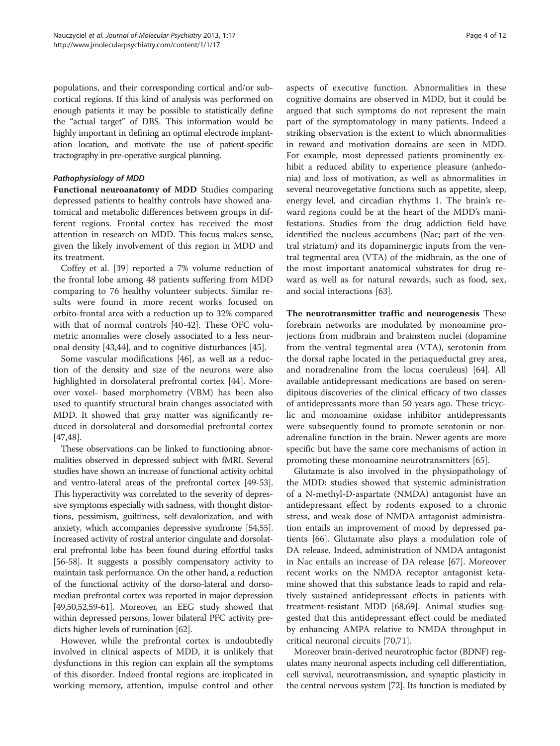populations, and their corresponding cortical and/or subcortical regions. If this kind of analysis was performed on enough patients it may be possible to statistically define the "actual target" of DBS. This information would be highly important in defining an optimal electrode implantation location, and motivate the use of patient-specific tractography in pre-operative surgical planning.

#### *Pathophysiology of MDD*

**Functional neuroanatomy of MDD** Studies comparing depressed patients to healthy controls have showed anatomical and metabolic differences between groups in different regions. Frontal cortex has received the most attention in research on MDD. This focus makes sense, given the likely involvement of this region in MDD and its treatment.

Coffey et al. [39] reported a 7% volume reduction of the frontal lobe among 48 patients suffering from MDD comparing to 76 healthy volunteer subjects. Similar results were found in more recent works focused on orbito-frontal area with a reduction up to 32% compared with that of normal controls [40-42]. These OFC volumetric anomalies were closely associated to a less neuronal density [43,44], and to cognitive disturbances [45].

Some vascular modifications [46], as well as a reduction of the density and size of the neurons were also highlighted in dorsolateral prefrontal cortex [44]. Moreover voxel- based morphometry (VBM) has been also used to quantify structural brain changes associated with MDD. It showed that gray matter was significantly reduced in dorsolateral and dorsomedial prefrontal cortex [47,48].

These observations can be linked to functioning abnormalities observed in depressed subject with fMRI. Several studies have shown an increase of functional activity orbital and ventro-lateral areas of the prefrontal cortex [49-53]. This hyperactivity was correlated to the severity of depressive symptoms especially with sadness, with thought distortions, pessimism, guiltiness, self-devalorization, and with anxiety, which accompanies depressive syndrome [54,55]. Increased activity of rostral anterior cingulate and dorsolateral prefrontal lobe has been found during effortful tasks [56-58]. It suggests a possibly compensatory activity to maintain task performance. On the other hand, a reduction of the functional activity of the dorso-lateral and dorsomedian prefrontal cortex was reported in major depression [49,50,52,59-61]. Moreover, an EEG study showed that within depressed persons, lower bilateral PFC activity predicts higher levels of rumination [62].

However, while the prefrontal cortex is undoubtedly involved in clinical aspects of MDD, it is unlikely that dysfunctions in this region can explain all the symptoms of this disorder. Indeed frontal regions are implicated in working memory, attention, impulse control and other aspects of executive function. Abnormalities in these cognitive domains are observed in MDD, but it could be argued that such symptoms do not represent the main part of the symptomatology in many patients. Indeed a striking observation is the extent to which abnormalities in reward and motivation domains are seen in MDD. For example, most depressed patients prominently exhibit a reduced ability to experience pleasure (anhedonia) and loss of motivation, as well as abnormalities in several neurovegetative functions such as appetite, sleep, energy level, and circadian rhythms 1. The brain's reward regions could be at the heart of the MDD's manifestations. Studies from the drug addiction field have identified the nucleus accumbens (Nac; part of the ventral striatum) and its dopaminergic inputs from the ventral tegmental area (VTA) of the midbrain, as the one of the most important anatomical substrates for drug reward as well as for natural rewards, such as food, sex, and social interactions [63].

**The neurotransmitter traffic and neurogenesis** These forebrain networks are modulated by monoamine projections from midbrain and brainstem nuclei (dopamine from the ventral tegmental area (VTA), serotonin from the dorsal raphe located in the periaqueductal grey area, and noradrenaline from the locus coeruleus) [64]. All available antidepressant medications are based on serendipitous discoveries of the clinical efficacy of two classes of antidepressants more than 50 years ago. These tricyclic and monoamine oxidase inhibitor antidepressants were subsequently found to promote serotonin or noradrenaline function in the brain. Newer agents are more specific but have the same core mechanisms of action in promoting these monoamine neurotransmitters [65].

Glutamate is also involved in the physiopathology of the MDD: studies showed that systemic administration of a N-methyl-D-aspartate (NMDA) antagonist have an antidepressant effect by rodents exposed to a chronic stress, and weak dose of NMDA antagonist administration entails an improvement of mood by depressed patients [66]. Glutamate also plays a modulation role of DA release. Indeed, administration of NMDA antagonist in Nac entails an increase of DA release [67]. Moreover recent works on the NMDA receptor antagonist ketamine showed that this substance leads to rapid and relatively sustained antidepressant effects in patients with treatment-resistant MDD [68,69]. Animal studies suggested that this antidepressant effect could be mediated by enhancing AMPA relative to NMDA throughput in critical neuronal circuits [70,71].

Moreover brain-derived neurotrophic factor (BDNF) regulates many neuronal aspects including cell differentiation, cell survival, neurotransmission, and synaptic plasticity in the central nervous system [72]. Its function is mediated by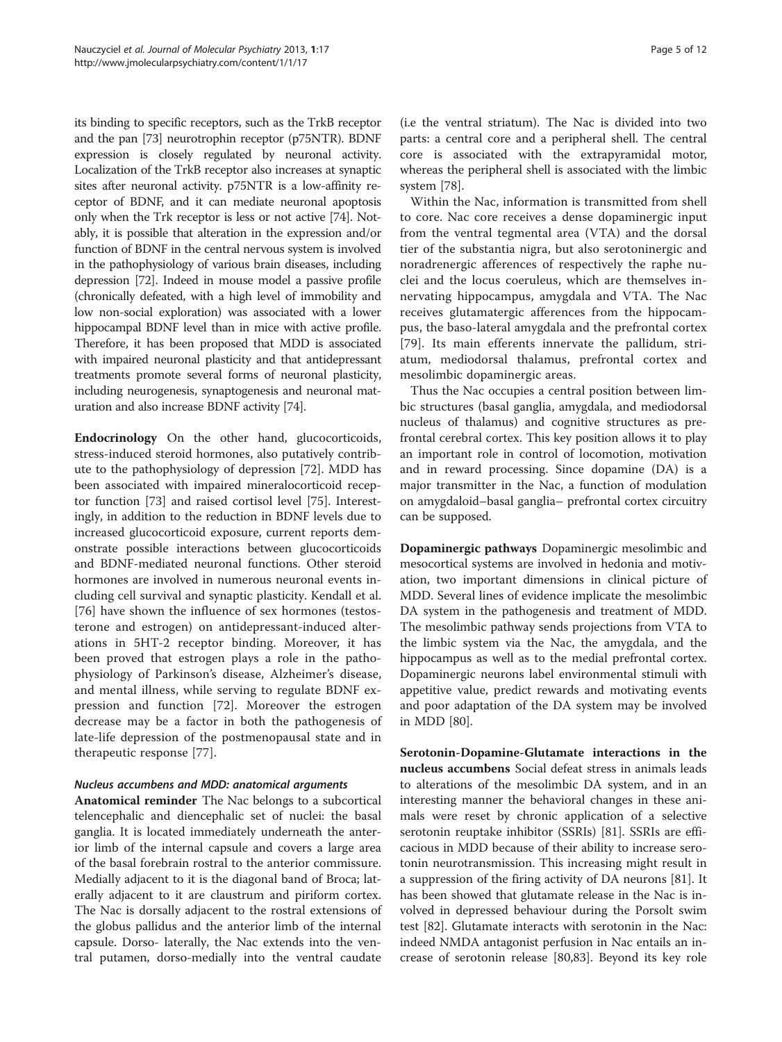its binding to specific receptors, such as the TrkB receptor and the pan [73] neurotrophin receptor (p75NTR). BDNF expression is closely regulated by neuronal activity. Localization of the TrkB receptor also increases at synaptic sites after neuronal activity. p75NTR is a low-affinity receptor of BDNF, and it can mediate neuronal apoptosis only when the Trk receptor is less or not active [74]. Notably, it is possible that alteration in the expression and/or function of BDNF in the central nervous system is involved in the pathophysiology of various brain diseases, including depression [72]. Indeed in mouse model a passive profile (chronically defeated, with a high level of immobility and low non-social exploration) was associated with a lower hippocampal BDNF level than in mice with active profile. Therefore, it has been proposed that MDD is associated with impaired neuronal plasticity and that antidepressant treatments promote several forms of neuronal plasticity, including neurogenesis, synaptogenesis and neuronal maturation and also increase BDNF activity [74].

**Endocrinology** On the other hand, glucocorticoids, stress-induced steroid hormones, also putatively contribute to the pathophysiology of depression [72]. MDD has been associated with impaired mineralocorticoid receptor function [73] and raised cortisol level [75]. Interestingly, in addition to the reduction in BDNF levels due to increased glucocorticoid exposure, current reports demonstrate possible interactions between glucocorticoids and BDNF-mediated neuronal functions. Other steroid hormones are involved in numerous neuronal events including cell survival and synaptic plasticity. Kendall et al. [76] have shown the influence of sex hormones (testosterone and estrogen) on antidepressant-induced alterations in 5HT-2 receptor binding. Moreover, it has been proved that estrogen plays a role in the pathophysiology of Parkinson's disease, Alzheimer's disease, and mental illness, while serving to regulate BDNF expression and function [72]. Moreover the estrogen decrease may be a factor in both the pathogenesis of late-life depression of the postmenopausal state and in therapeutic response [77].

#### *Nucleus accumbens and MDD: anatomical arguments*

**Anatomical reminder** The Nac belongs to a subcortical telencephalic and diencephalic set of nuclei: the basal ganglia. It is located immediately underneath the anterior limb of the internal capsule and covers a large area of the basal forebrain rostral to the anterior commissure. Medially adjacent to it is the diagonal band of Broca; laterally adjacent to it are claustrum and piriform cortex. The Nac is dorsally adjacent to the rostral extensions of the globus pallidus and the anterior limb of the internal capsule. Dorso- laterally, the Nac extends into the ventral putamen, dorso-medially into the ventral caudate (i.e the ventral striatum). The Nac is divided into two parts: a central core and a peripheral shell. The central core is associated with the extrapyramidal motor, whereas the peripheral shell is associated with the limbic system [78].

Within the Nac, information is transmitted from shell to core. Nac core receives a dense dopaminergic input from the ventral tegmental area (VTA) and the dorsal tier of the substantia nigra, but also serotoninergic and noradrenergic afferences of respectively the raphe nuclei and the locus coeruleus, which are themselves innervating hippocampus, amygdala and VTA. The Nac receives glutamatergic afferences from the hippocampus, the baso-lateral amygdala and the prefrontal cortex [79]. Its main efferents innervate the pallidum, striatum, mediodorsal thalamus, prefrontal cortex and mesolimbic dopaminergic areas.

Thus the Nac occupies a central position between limbic structures (basal ganglia, amygdala, and mediodorsal nucleus of thalamus) and cognitive structures as prefrontal cerebral cortex. This key position allows it to play an important role in control of locomotion, motivation and in reward processing. Since dopamine (DA) is a major transmitter in the Nac, a function of modulation on amygdaloid–basal ganglia– prefrontal cortex circuitry can be supposed.

**Dopaminergic pathways** Dopaminergic mesolimbic and mesocortical systems are involved in hedonia and motivation, two important dimensions in clinical picture of MDD. Several lines of evidence implicate the mesolimbic DA system in the pathogenesis and treatment of MDD. The mesolimbic pathway sends projections from VTA to the limbic system via the Nac, the amygdala, and the hippocampus as well as to the medial prefrontal cortex. Dopaminergic neurons label environmental stimuli with appetitive value, predict rewards and motivating events and poor adaptation of the DA system may be involved in MDD [80].

**Serotonin-Dopamine-Glutamate interactions in the nucleus accumbens** Social defeat stress in animals leads to alterations of the mesolimbic DA system, and in an interesting manner the behavioral changes in these animals were reset by chronic application of a selective serotonin reuptake inhibitor (SSRIs) [81]. SSRIs are efficacious in MDD because of their ability to increase serotonin neurotransmission. This increasing might result in a suppression of the firing activity of DA neurons [81]. It has been showed that glutamate release in the Nac is involved in depressed behaviour during the Porsolt swim test [82]. Glutamate interacts with serotonin in the Nac: indeed NMDA antagonist perfusion in Nac entails an increase of serotonin release [80,83]. Beyond its key role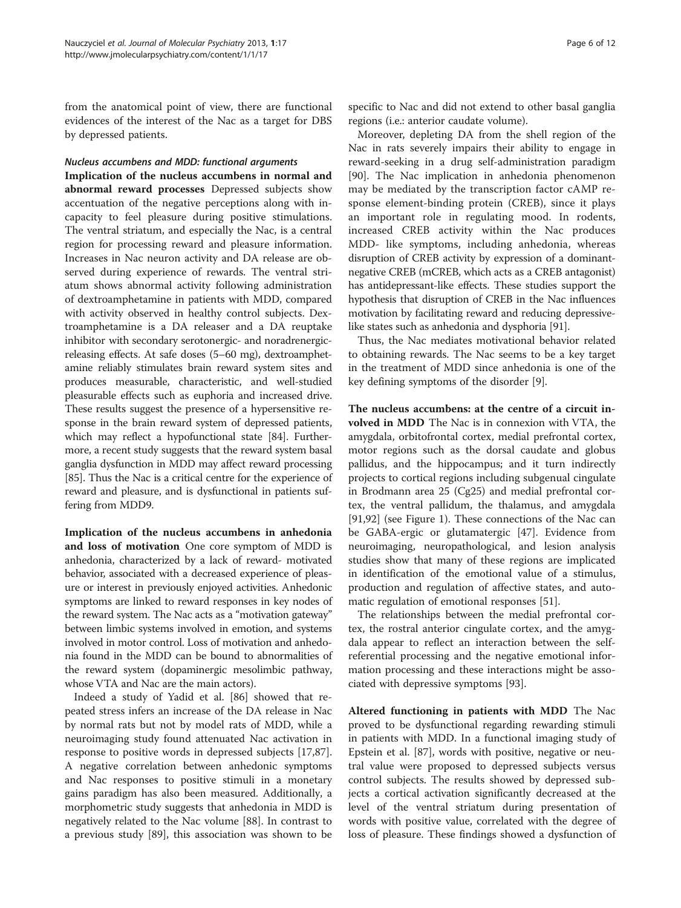from the anatomical point of view, there are functional evidences of the interest of the Nac as a target for DBS by depressed patients.

#### *Nucleus accumbens and MDD: functional arguments*

**Implication of the nucleus accumbens in normal and abnormal reward processes** Depressed subjects show accentuation of the negative perceptions along with incapacity to feel pleasure during positive stimulations. The ventral striatum, and especially the Nac, is a central region for processing reward and pleasure information. Increases in Nac neuron activity and DA release are observed during experience of rewards. The ventral striatum shows abnormal activity following administration of dextroamphetamine in patients with MDD, compared with activity observed in healthy control subjects. Dextroamphetamine is a DA releaser and a DA reuptake inhibitor with secondary serotonergic- and noradrenergic-releasing effects. At safe doses (5–60 mg), dextroamphetamine reliably stimulates brain reward system sites and produces measurable, characteristic, and well-studied pleasurable effects such as euphoria and increased drive. These results suggest the presence of a hypersensitive response in the brain reward system of depressed patients, which may reflect a hypofunctional state [84]. Furthermore, a recent study suggests that the reward system basal ganglia dysfunction in MDD may affect reward processing [85]. Thus the Nac is a critical centre for the experience of reward and pleasure, and is dysfunctional in patients suffering from MDD9.

**Implication of the nucleus accumbens in anhedonia and loss of motivation** One core symptom of MDD is anhedonia, characterized by a lack of reward- motivated behavior, associated with a decreased experience of pleasure or interest in previously enjoyed activities. Anhedonic symptoms are linked to reward responses in key nodes of the reward system. The Nac acts as a "motivation gateway" between limbic systems involved in emotion, and systems involved in motor control. Loss of motivation and anhedonia found in the MDD can be bound to abnormalities of the reward system (dopaminergic mesolimbic pathway, whose VTA and Nac are the main actors).

Indeed a study of Yadid et al. [86] showed that repeated stress infers an increase of the DA release in Nac by normal rats but not by model rats of MDD, while a neuroimaging study found attenuated Nac activation in response to positive words in depressed subjects [17,87]. A negative correlation between anhedonic symptoms and Nac responses to positive stimuli in a monetary gains paradigm has also been measured. Additionally, a morphometric study suggests that anhedonia in MDD is negatively related to the Nac volume [88]. In contrast to a previous study [89], this association was shown to be specific to Nac and did not extend to other basal ganglia regions (i.e.: anterior caudate volume).

Moreover, depleting DA from the shell region of the Nac in rats severely impairs their ability to engage in reward-seeking in a drug self-administration paradigm [90]. The Nac implication in anhedonia phenomenon may be mediated by the transcription factor cAMP response element-binding protein (CREB), since it plays an important role in regulating mood. In rodents, increased CREB activity within the Nac produces MDD- like symptoms, including anhedonia, whereas disruption of CREB activity by expression of a dominant-negative CREB (mCREB, which acts as a CREB antagonist) has antidepressant-like effects. These studies support the hypothesis that disruption of CREB in the Nac influences motivation by facilitating reward and reducing depressive-like states such as anhedonia and dysphoria [91].

Thus, the Nac mediates motivational behavior related to obtaining rewards. The Nac seems to be a key target in the treatment of MDD since anhedonia is one of the key defining symptoms of the disorder [9].

**The nucleus accumbens: at the centre of a circuit involved in MDD** The Nac is in connexion with VTA, the amygdala, orbitofrontal cortex, medial prefrontal cortex, motor regions such as the dorsal caudate and globus pallidus, and the hippocampus; and it turn indirectly projects to cortical regions including subgenual cingulate in Brodmann area 25 (Cg25) and medial prefrontal cortex, the ventral pallidum, the thalamus, and amygdala [91,92] (see Figure 1). These connections of the Nac can be GABA-ergic or glutamatergic [47]. Evidence from neuroimaging, neuropathological, and lesion analysis studies show that many of these regions are implicated in identification of the emotional value of a stimulus, production and regulation of affective states, and automatic regulation of emotional responses [51].

The relationships between the medial prefrontal cortex, the rostral anterior cingulate cortex, and the amygdala appear to reflect an interaction between the self-referential processing and the negative emotional information processing and these interactions might be associated with depressive symptoms [93].

**Altered functioning in patients with MDD** The Nac proved to be dysfunctional regarding rewarding stimuli in patients with MDD. In a functional imaging study of Epstein et al. [87], words with positive, negative or neutral value were proposed to depressed subjects versus control subjects. The results showed by depressed subjects a cortical activation significantly decreased at the level of the ventral striatum during presentation of words with positive value, correlated with the degree of loss of pleasure. These findings showed a dysfunction of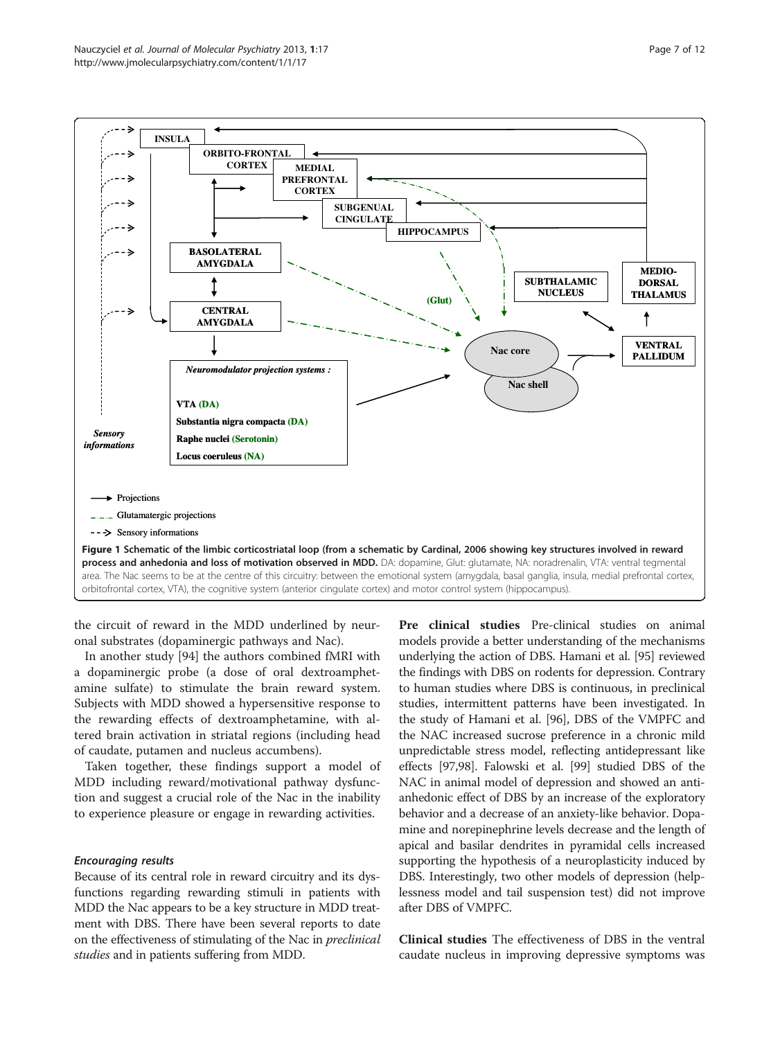**Figure 1 Schematic of the limbic corticostriatal loop (from a schematic by Cardinal, 2006 showing key structures involved in reward process and anhedonia and loss of motivation observed in MDD.** DA: dopamine, Glut: glutamate, NA: noradrenalin, VTA: ventral tegmental area. The Nac seems to be at the centre of this circuitry: between the emotional system (amygdala, basal ganglia, insula, medial prefrontal cortex, orbitofrontal cortex, VTA), the cognitive system (anterior cingulate cortex) and motor control system (hippocampus).

the circuit of reward in the MDD underlined by neuronal substrates (dopaminergic pathways and Nac).

In another study [94] the authors combined fMRI with a dopaminergic probe (a dose of oral dextroamphetamine sulfate) to stimulate the brain reward system. Subjects with MDD showed a hypersensitive response to the rewarding effects of dextroamphetamine, with altered brain activation in striatal regions (including head of caudate, putamen and nucleus accumbens).

Taken together, these findings support a model of MDD including reward/motivational pathway dysfunction and suggest a crucial role of the Nac in the inability to experience pleasure or engage in rewarding activities.

### *Encouraging results*

Because of its central role in reward circuitry and its dysfunctions regarding rewarding stimuli in patients with MDD the Nac appears to be a key structure in MDD treatment with DBS. There have been several reports to date on the effectiveness of stimulating of the Nac in *preclinical studies* and in patients suffering from MDD.

**Pre clinical studies** Pre-clinical studies on animal models provide a better understanding of the mechanisms underlying the action of DBS. Hamani et al. [95] reviewed the findings with DBS on rodents for depression. Contrary to human studies where DBS is continuous, in preclinical studies, intermittent patterns have been investigated. In the study of Hamani et al. [96], DBS of the VMPFC and the NAC increased sucrose preference in a chronic mild unpredictable stress model, reflecting antidepressant like effects [97,98]. Falowski et al. [99] studied DBS of the NAC in animal model of depression and showed an anti-anhedonic effect of DBS by an increase of the exploratory behavior and a decrease of an anxiety-like behavior. Dopamine and norepinephrine levels decrease and the length of apical and basilar dendrites in pyramidal cells increased supporting the hypothesis of a neuroplasticity induced by DBS. Interestingly, two other models of depression (helplessness model and tail suspension test) did not improve after DBS of VMPFC.

**Clinical studies** The effectiveness of DBS in the ventral caudate nucleus in improving depressive symptoms was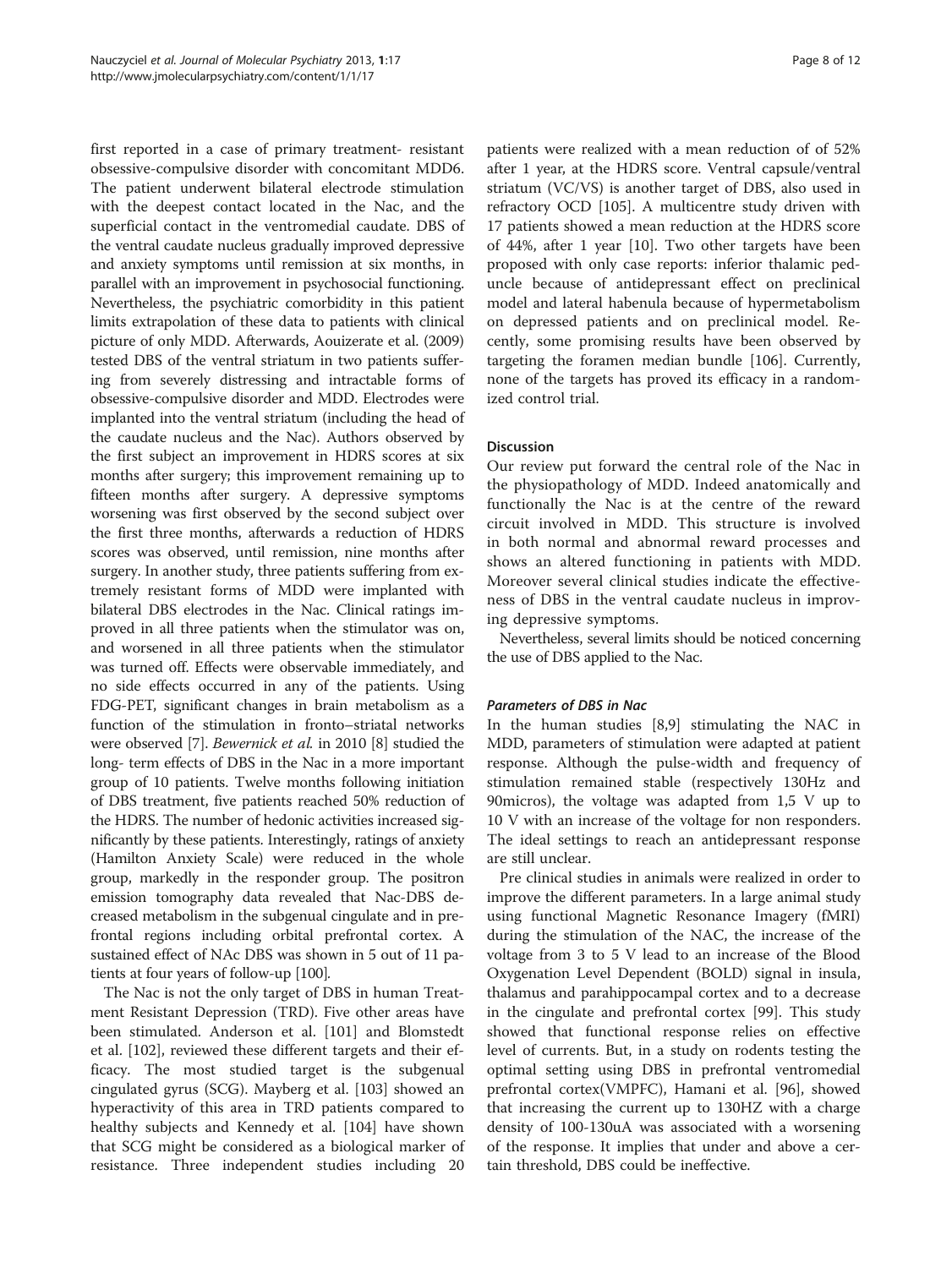first reported in a case of primary treatment- resistant obsessive-compulsive disorder with concomitant MDD6. The patient underwent bilateral electrode stimulation with the deepest contact located in the Nac, and the superficial contact in the ventromedial caudate. DBS of the ventral caudate nucleus gradually improved depressive and anxiety symptoms until remission at six months, in parallel with an improvement in psychosocial functioning. Nevertheless, the psychiatric comorbidity in this patient limits extrapolation of these data to patients with clinical picture of only MDD. Afterwards, Aouizerate et al. (2009) tested DBS of the ventral striatum in two patients suffering from severely distressing and intractable forms of obsessive-compulsive disorder and MDD. Electrodes were implanted into the ventral striatum (including the head of the caudate nucleus and the Nac). Authors observed by the first subject an improvement in HDRS scores at six months after surgery; this improvement remaining up to fifteen months after surgery. A depressive symptoms worsening was first observed by the second subject over the first three months, afterwards a reduction of HDRS scores was observed, until remission, nine months after surgery. In another study, three patients suffering from extremely resistant forms of MDD were implanted with bilateral DBS electrodes in the Nac. Clinical ratings improved in all three patients when the stimulator was on, and worsened in all three patients when the stimulator was turned off. Effects were observable immediately, and no side effects occurred in any of the patients. Using FDG-PET, significant changes in brain metabolism as a function of the stimulation in fronto–striatal networks were observed [7]. *Bewernick et al.* in 2010 [8] studied the long- term effects of DBS in the Nac in a more important group of 10 patients. Twelve months following initiation of DBS treatment, five patients reached 50% reduction of the HDRS. The number of hedonic activities increased significantly by these patients. Interestingly, ratings of anxiety (Hamilton Anxiety Scale) were reduced in the whole group, markedly in the responder group. The positron emission tomography data revealed that Nac-DBS decreased metabolism in the subgenual cingulate and in prefrontal regions including orbital prefrontal cortex. A sustained effect of NAc DBS was shown in 5 out of 11 patients at four years of follow-up [100].

The Nac is not the only target of DBS in human Treatment Resistant Depression (TRD). Five other areas have been stimulated. Anderson et al. [101] and Blomstedt et al. [102], reviewed these different targets and their efficacy. The most studied target is the subgenual cingulated gyrus (SCG). Mayberg et al. [103] showed an hyperactivity of this area in TRD patients compared to healthy subjects and Kennedy et al. [104] have shown that SCG might be considered as a biological marker of resistance. Three independent studies including 20 patients were realized with a mean reduction of of 52% after 1 year, at the HDRS score. Ventral capsule/ventral striatum (VC/VS) is another target of DBS, also used in refractory OCD [105]. A multicentre study driven with 17 patients showed a mean reduction at the HDRS score of 44%, after 1 year [10]. Two other targets have been proposed with only case reports: inferior thalamic peduncle because of antidepressant effect on preclinical model and lateral habenula because of hypermetabolism on depressed patients and on preclinical model. Recently, some promising results have been observed by targeting the foramen median bundle [106]. Currently, none of the targets has proved its efficacy in a randomized control trial.

## Discussion

Our review put forward the central role of the Nac in the physiopathology of MDD. Indeed anatomically and functionally the Nac is at the centre of the reward circuit involved in MDD. This structure is involved in both normal and abnormal reward processes and shows an altered functioning in patients with MDD. Moreover several clinical studies indicate the effectiveness of DBS in the ventral caudate nucleus in improving depressive symptoms.

Nevertheless, several limits should be noticed concerning the use of DBS applied to the Nac.

### *Parameters of DBS in Nac*

In the human studies [8,9] stimulating the NAC in MDD, parameters of stimulation were adapted at patient response. Although the pulse-width and frequency of stimulation remained stable (respectively 130Hz and 90micros), the voltage was adapted from 1,5 V up to 10 V with an increase of the voltage for non responders. The ideal settings to reach an antidepressant response are still unclear.

Pre clinical studies in animals were realized in order to improve the different parameters. In a large animal study using functional Magnetic Resonance Imagery (fMRI) during the stimulation of the NAC, the increase of the voltage from 3 to 5 V lead to an increase of the Blood Oxygenation Level Dependent (BOLD) signal in insula, thalamus and parahippocampal cortex and to a decrease in the cingulate and prefrontal cortex [99]. This study showed that functional response relies on effective level of currents. But, in a study on rodents testing the optimal setting using DBS in prefrontal ventromedial prefrontal cortex(VMPFC), Hamani et al. [96], showed that increasing the current up to 130HZ with a charge density of 100-130uA was associated with a worsening of the response. It implies that under and above a certain threshold, DBS could be ineffective.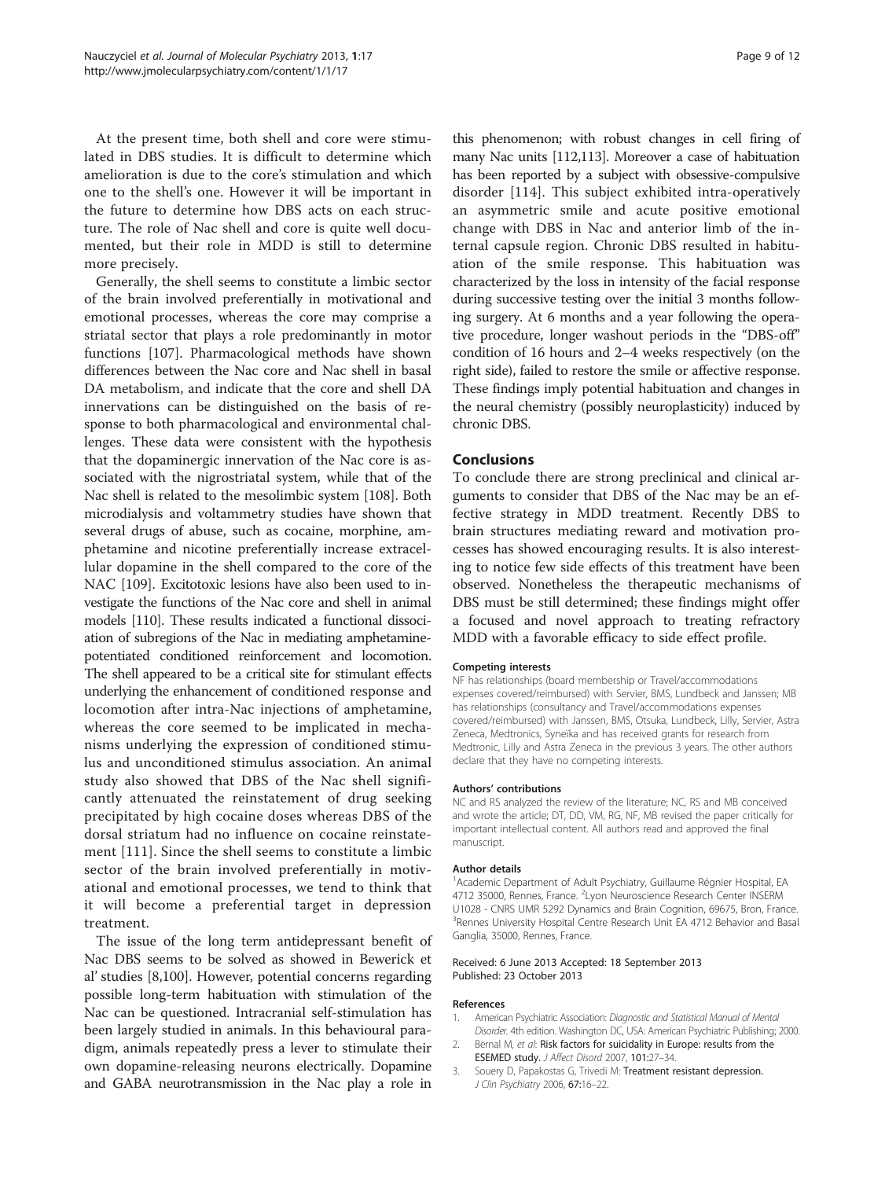At the present time, both shell and core were stimulated in DBS studies. It is difficult to determine which amelioration is due to the core's stimulation and which one to the shell's one. However it will be important in the future to determine how DBS acts on each structure. The role of Nac shell and core is quite well documented, but their role in MDD is still to determine more precisely.

Generally, the shell seems to constitute a limbic sector of the brain involved preferentially in motivational and emotional processes, whereas the core may comprise a striatal sector that plays a role predominantly in motor functions [107]. Pharmacological methods have shown differences between the Nac core and Nac shell in basal DA metabolism, and indicate that the core and shell DA innervations can be distinguished on the basis of response to both pharmacological and environmental challenges. These data were consistent with the hypothesis that the dopaminergic innervation of the Nac core is associated with the nigrostriatal system, while that of the Nac shell is related to the mesolimbic system [108]. Both microdialysis and voltammetry studies have shown that several drugs of abuse, such as cocaine, morphine, amphetamine and nicotine preferentially increase extracellular dopamine in the shell compared to the core of the NAC [109]. Excitotoxic lesions have also been used to investigate the functions of the Nac core and shell in animal models [110]. These results indicated a functional dissociation of subregions of the Nac in mediating amphetamine-potentiated conditioned reinforcement and locomotion. The shell appeared to be a critical site for stimulant effects underlying the enhancement of conditioned response and locomotion after intra-Nac injections of amphetamine, whereas the core seemed to be implicated in mechanisms underlying the expression of conditioned stimulus and unconditioned stimulus association. An animal study also showed that DBS of the Nac shell significantly attenuated the reinstatement of drug seeking precipitated by high cocaine doses whereas DBS of the dorsal striatum had no influence on cocaine reinstatement [111]. Since the shell seems to constitute a limbic sector of the brain involved preferentially in motivational and emotional processes, we tend to think that it will become a preferential target in depression treatment.

The issue of the long term antidepressant benefit of Nac DBS seems to be solved as showed in Bewerick et al' studies [8,100]. However, potential concerns regarding possible long-term habituation with stimulation of the Nac can be questioned. Intracranial self-stimulation has been largely studied in animals. In this behavioural paradigm, animals repeatedly press a lever to stimulate their own dopamine-releasing neurons electrically. Dopamine and GABA neurotransmission in the Nac play a role in this phenomenon; with robust changes in cell firing of many Nac units [112,113]. Moreover a case of habituation has been reported by a subject with obsessive-compulsive disorder [114]. This subject exhibited intra-operatively an asymmetric smile and acute positive emotional change with DBS in Nac and anterior limb of the internal capsule region. Chronic DBS resulted in habituation of the smile response. This habituation was characterized by the loss in intensity of the facial response during successive testing over the initial 3 months following surgery. At 6 months and a year following the operative procedure, longer washout periods in the "DBS-off" condition of 16 hours and 2–4 weeks respectively (on the right side), failed to restore the smile or affective response. These findings imply potential habituation and changes in the neural chemistry (possibly neuroplasticity) induced by chronic DBS.

## Conclusions

To conclude there are strong preclinical and clinical arguments to consider that DBS of the Nac may be an effective strategy in MDD treatment. Recently DBS to brain structures mediating reward and motivation processes has showed encouraging results. It is also interesting to notice few side effects of this treatment have been observed. Nonetheless the therapeutic mechanisms of DBS must be still determined; these findings might offer a focused and novel approach to treating refractory MDD with a favorable efficacy to side effect profile.

#### Competing interests

NF has relationships (board membership or Travel/accommodations expenses covered/reimbursed) with Servier, BMS, Lundbeck and Janssen; MB has relationships (consultancy and Travel/accommodations expenses covered/reimbursed) with Janssen, BMS, Otsuka, Lundbeck, Lilly, Servier, Astra Zeneca, Medtronics, Syneïka and has received grants for research from Medtronic, Lilly and Astra Zeneca in the previous 3 years. The other authors declare that they have no competing interests.

#### Authors' contributions

NC and RS analyzed the review of the literature; NC, RS and MB conceived and wrote the article; DT, DD, VM, RG, NF, MB revised the paper critically for important intellectual content. All authors read and approved the final manuscript.

#### Author details

[1]Academic Department of Adult Psychiatry, Guillaume Régnier Hospital, EA 4712 35000, Rennes, France. [2]Lyon Neuroscience Research Center INSERM U1028 - CNRS UMR 5292 Dynamics and Brain Cognition, 69675, Bron, France. [3]Rennes University Hospital Centre Research Unit EA 4712 Behavior and Basal Ganglia, 35000, Rennes, France.

Received: 6 June 2013 Accepted: 18 September 2013
Published: 23 October 2013

#### References

1. American Psychiatric Association: *Diagnostic and Statistical Manual of Mental Disorder*. 4th edition. Washington DC, USA: American Psychiatric Publishing; 2000.
2. Bernal M, *et al*: **Risk factors for suicidality in Europe: results from the ESEMED study.** *J Affect Disord* 2007, **101**:27–34.
3. Souery D, Papakostas G, Trivedi M: **Treatment resistant depression.** *J Clin Psychiatry* 2006, **67**:16–22.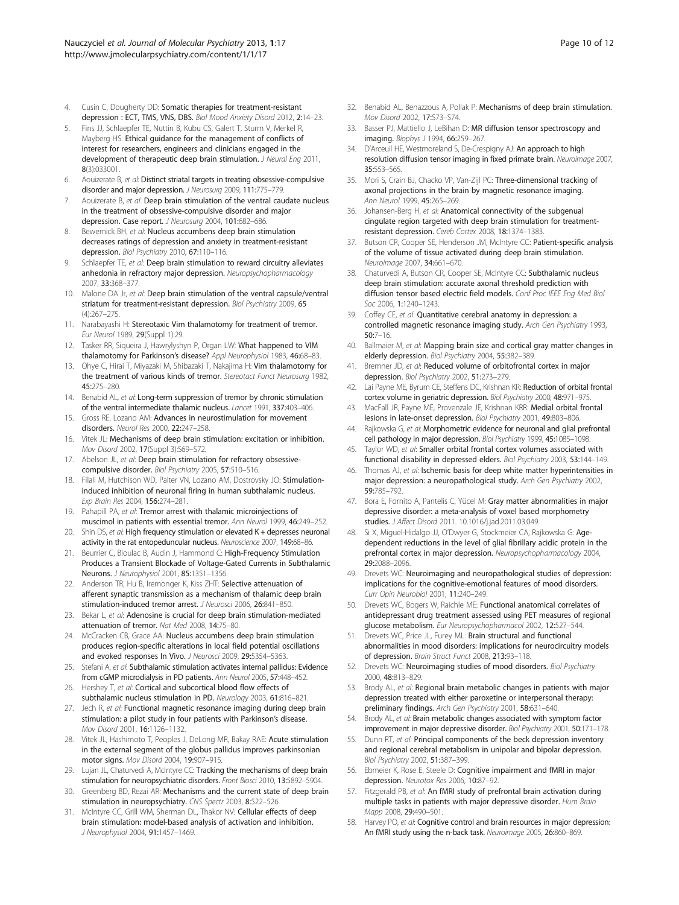4. Cusin C, Dougherty DD: **Somatic therapies for treatment-resistant depression : ECT, TMS, VNS, DBS.** *Biol Mood Anxiety Disord* 2012, **2:**14–23.
5. Fins JJ, Schlaepfer TE, Nuttin B, Kubu CS, Galert T, Sturm V, Merkel R, Mayberg HS: **Ethical guidance for the management of conflicts of interest for researchers, engineers and clinicians engaged in the development of therapeutic deep brain stimulation.** *J Neural Eng* 2011, **8**(3):033001.
6. Aouizerate B, *et al*: **Distinct striatal targets in treating obsessive-compulsive disorder and major depression.** *J Neurosurg* 2009, **111:**775–779.
7. Aouizerate B, *et al*: **Deep brain stimulation of the ventral caudate nucleus in the treatment of obsessive-compulsive disorder and major depression. Case report.** *J Neurosurg* 2004, **101:**682–686.
8. Bewernick BH, *et al*: **Nucleus accumbens deep brain stimulation decreases ratings of depression and anxiety in treatment-resistant depression.** *Biol Psychiatry* 2010, **67:**110–116.
9. Schlaepfer TE, *et al*: **Deep brain stimulation to reward circuitry alleviates anhedonia in refractory major depression.** *Neuropsychopharmacology* 2007, **33:**368–377.
10. Malone DA Jr, *et al*: **Deep brain stimulation of the ventral capsule/ventral striatum for treatment-resistant depression.** *Biol Psychiatry* 2009, **65** (4):267–275.
11. Narabayashi H: **Stereotaxic Vim thalamotomy for treatment of tremor.** *Eur Neurol* 1989, **29**(Suppl 1):29.
12. Tasker RR, Siqueira J, Hawrylyshyn P, Organ LW: **What happened to VIM thalamotomy for Parkinson's disease?** *Appl Neurophysiol* 1983, **46:**68–83.
13. Ohye C, Hirai T, Miyazaki M, Shibazaki T, Nakajima H: **Vim thalamotomy for the treatment of various kinds of tremor.** *Stereotact Funct Neurosurg* 1982, **45:**275–280.
14. Benabid AL, *et al*: **Long-term suppression of tremor by chronic stimulation of the ventral intermediate thalamic nucleus.** *Lancet* 1991, **337:**403–406.
15. Gross RE, Lozano AM: **Advances in neurostimulation for movement disorders.** *Neurol Res* 2000, **22:**247–258.
16. Vitek JL: **Mechanisms of deep brain stimulation: excitation or inhibition.** *Mov Disord* 2002, **17**(Suppl 3):S69–S72.
17. Abelson JL, *et al*: **Deep brain stimulation for refractory obsessive-compulsive disorder.** *Biol Psychiatry* 2005, **57:**510–516.
18. Filali M, Hutchison WD, Palter VN, Lozano AM, Dostrovsky JO: **Stimulation-induced inhibition of neuronal firing in human subthalamic nucleus.** *Exp Brain Res* 2004, **156:**274–281.
19. Pahapill PA, *et al*: **Tremor arrest with thalamic microinjections of muscimol in patients with essential tremor.** *Ann Neurol* 1999, **46:**249–252.
20. Shin DS, *et al*: **High frequency stimulation or elevated K + depresses neuronal activity in the rat entopeduncular nucleus.** *Neuroscience* 2007, **149:**68–86.
21. Beurrier C, Bioulac B, Audin J, Hammond C: **High-Frequency Stimulation Produces a Transient Blockade of Voltage-Gated Currents in Subthalamic Neurons.** *J Neurophysiol* 2001, **85:**1351–1356.
22. Anderson TR, Hu B, Iremonger K, Kiss ZHT: **Selective attenuation of afferent synaptic transmission as a mechanism of thalamic deep brain stimulation-induced tremor arrest.** *J Neurosci* 2006, **26:**841–850.
23. Bekar L, *et al*: **Adenosine is crucial for deep brain stimulation-mediated attenuation of tremor.** *Nat Med* 2008, **14:**75–80.
24. McCracken CB, Grace AA: **Nucleus accumbens deep brain stimulation produces region-specific alterations in local field potential oscillations and evoked responses In Vivo.** *J Neurosci* 2009, **29:**5354–5363.
25. Stefani A, *et al*: **Subthalamic stimulation activates internal pallidus: Evidence from cGMP microdialysis in PD patients.** *Ann Neurol* 2005, **57:**448–452.
26. Hershey T, *et al*: **Cortical and subcortical blood flow effects of subthalamic nucleus stimulation in PD.** *Neurology* 2003, **61:**816–821.
27. Jech R, *et al*: **Functional magnetic resonance imaging during deep brain stimulation: a pilot study in four patients with Parkinson's disease.** *Mov Disord* 2001, **16:**1126–1132.
28. Vitek JL, Hashimoto T, Peoples J, DeLong MR, Bakay RAE: **Acute stimulation in the external segment of the globus pallidus improves parkinsonian motor signs.** *Mov Disord* 2004, **19:**907–915.
29. Lujan JL, Chaturvedi A, McIntyre CC: **Tracking the mechanisms of deep brain stimulation for neuropsychiatric disorders.** *Front Biosci* 2010, **13:**5892–5904.
30. Greenberg BD, Rezai AR: **Mechanisms and the current state of deep brain stimulation in neuropsychiatry.** *CNS Spectr* 2003, **8:**522–526.
31. McIntyre CC, Grill WM, Sherman DL, Thakor NV: **Cellular effects of deep brain stimulation: model-based analysis of activation and inhibition.** *J Neurophysiol* 2004, **91:**1457–1469.
32. Benabid AL, Benazzous A, Pollak P: **Mechanisms of deep brain stimulation.** *Mov Disord* 2002, **17:**S73–S74.
33. Basser PJ, Mattiello J, LeBihan D: **MR diffusion tensor spectroscopy and imaging.** *Biophys J* 1994, **66:**259–267.
34. D'Arceuil HE, Westmoreland S, De-Crespigny AJ: **An approach to high resolution diffusion tensor imaging in fixed primate brain.** *Neuroimage* 2007, **35:**553–565.
35. Mori S, Crain BJ, Chacko VP, Van-Zijl PC: **Three-dimensional tracking of axonal projections in the brain by magnetic resonance imaging.** *Ann Neurol* 1999, **45:**265–269.
36. Johansen-Berg H, *et al*: **Anatomical connectivity of the subgenual cingulate region targeted with deep brain stimulation for treatment-resistant depression.** *Cereb Cortex* 2008, **18:**1374–1383.
37. Butson CR, Cooper SE, Henderson JM, McIntyre CC: **Patient-specific analysis of the volume of tissue activated during deep brain stimulation.** *Neuroimage* 2007, **34:**661–670.
38. Chaturvedi A, Butson CR, Cooper SE, McIntyre CC: **Subthalamic nucleus deep brain stimulation: accurate axonal threshold prediction with diffusion tensor based electric field models.** *Conf Proc IEEE Eng Med Biol Soc* 2006, **1:**1240–1243.
39. Coffey CE, *et al*: **Quantitative cerebral anatomy in depression: a controlled magnetic resonance imaging study.** *Arch Gen Psychiatry* 1993, **50:**7–16.
40. Ballmaier M, *et al*: **Mapping brain size and cortical gray matter changes in elderly depression.** *Biol Psychiatry* 2004, **55:**382–389.
41. Bremner JD, *et al*: **Reduced volume of orbitofrontal cortex in major depression.** *Biol Psychiatry* 2002, **51:**273–279.
42. Lai Payne ME, Byrum CE, Steffens DC, Krishnan KR: **Reduction of orbital frontal cortex volume in geriatric depression.** *Biol Psychiatry* 2000, **48:**971–975.
43. MacFall JR, Payne ME, Provenzale JE, Krishnan KRR: **Medial orbital frontal lesions in late-onset depression.** *Biol Psychiatry* 2001, **49:**803–806.
44. Rajkowska G, *et al*: **Morphometric evidence for neuronal and glial prefrontal cell pathology in major depression.** *Biol Psychiatry* 1999, **45:**1085–1098.
45. Taylor WD, *et al*: **Smaller orbital frontal cortex volumes associated with functional disability in depressed elders.** *Biol Psychiatry* 2003, **53:**144–149.
46. Thomas AJ, *et al*: **Ischemic basis for deep white matter hyperintensities in major depression: a neuropathological study.** *Arch Gen Psychiatry* 2002, **59:**785–792.
47. Bora E, Fornito A, Pantelis C, Yücel M: **Gray matter abnormalities in major depressive disorder: a meta-analysis of voxel based morphometry studies.** *J Affect Disord* 2011. 10.1016/j.jad.2011.03.049.
48. Si X, Miguel-Hidalgo JJ, O'Dwyer G, Stockmeier CA, Rajkowska G: **Age-dependent reductions in the level of glial fibrillary acidic protein in the prefrontal cortex in major depression.** *Neuropsychopharmacology* 2004, **29:**2088–2096.
49. Drevets WC: **Neuroimaging and neuropathological studies of depression: implications for the cognitive-emotional features of mood disorders.** *Curr Opin Neurobiol* 2001, **11:**240–249.
50. Drevets WC, Bogers W, Raichle ME: **Functional anatomical correlates of antidepressant drug treatment assessed using PET measures of regional glucose metabolism.** *Eur Neuropsychopharmacol* 2002, **12:**527–544.
51. Drevets WC, Price JL, Furey ML: **Brain structural and functional abnormalities in mood disorders: implications for neurocircuitry models of depression.** *Brain Struct Funct* 2008, **213:**93–118.
52. Drevets WC: **Neuroimaging studies of mood disorders.** *Biol Psychiatry* 2000, **48:**813–829.
53. Brody AL, *et al*: **Regional brain metabolic changes in patients with major depression treated with either paroxetine or interpersonal therapy: preliminary findings.** *Arch Gen Psychiatry* 2001, **58:**631–640.
54. Brody AL, *et al*: **Brain metabolic changes associated with symptom factor improvement in major depressive disorder.** *Biol Psychiatry* 2001, **50:**171–178.
55. Dunn RT, *et al*: **Principal components of the beck depression inventory and regional cerebral metabolism in unipolar and bipolar depression.** *Biol Psychiatry* 2002, **51:**387–399.
56. Ebmeier K, Rose E, Steele D: **Cognitive impairment and fMRI in major depression.** *Neurotox Res* 2006, **10:**87–92.
57. Fitzgerald PB, *et al*: **An fMRI study of prefrontal brain activation during multiple tasks in patients with major depressive disorder.** *Hum Brain Mapp* 2008, **29:**490–501.
58. Harvey PO, *et al*: **Cognitive control and brain resources in major depression: An fMRI study using the n-back task.** *Neuroimage* 2005, **26:**860–869.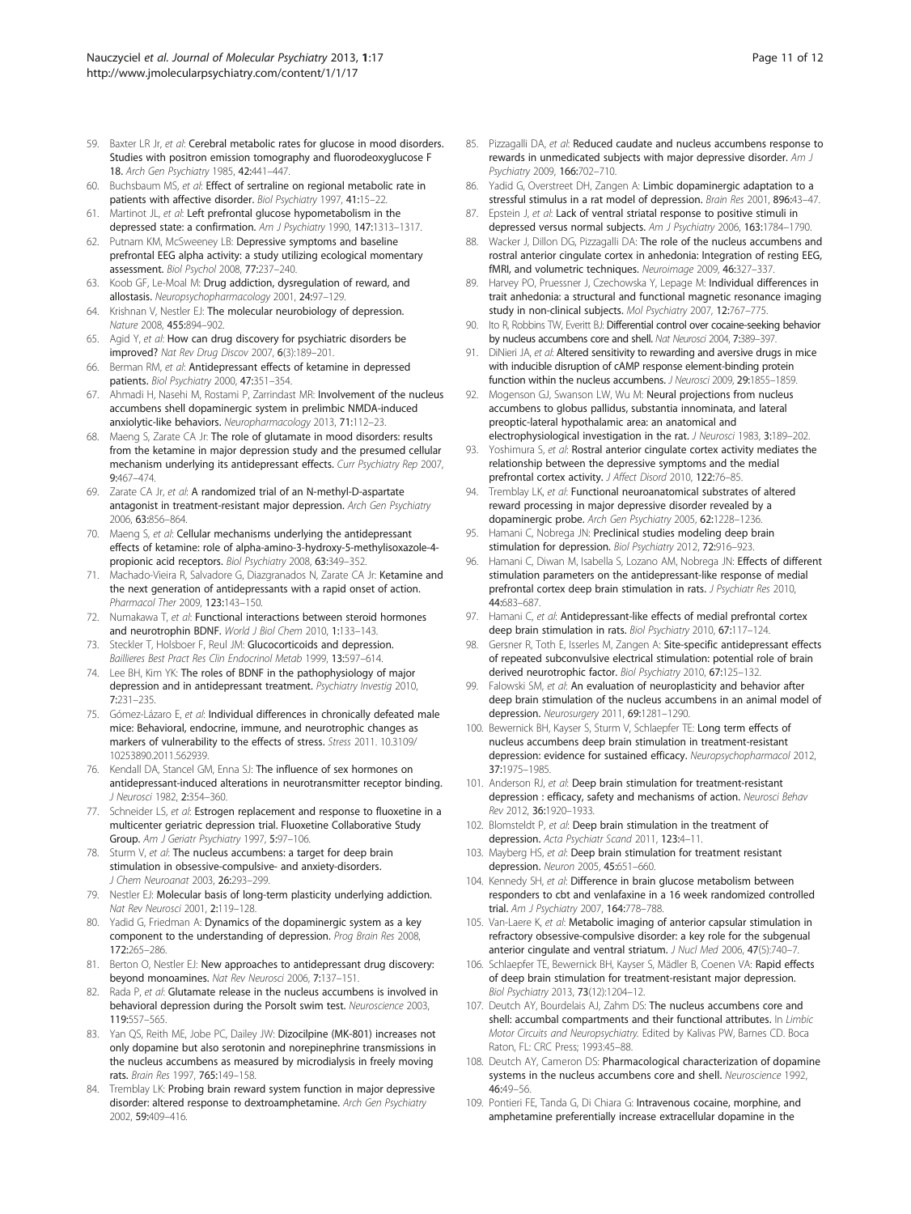59. Baxter LR Jr, *et al*: **Cerebral metabolic rates for glucose in mood disorders. Studies with positron emission tomography and fluorodeoxyglucose F 18.** *Arch Gen Psychiatry* 1985, **42:**441–447.
60. Buchsbaum MS, *et al*: **Effect of sertraline on regional metabolic rate in patients with affective disorder.** *Biol Psychiatry* 1997, **41:**15–22.
61. Martinot JL, *et al*: **Left prefrontal glucose hypometabolism in the depressed state: a confirmation.** *Am J Psychiatry* 1990, **147:**1313–1317.
62. Putnam KM, McSweeney LB: **Depressive symptoms and baseline prefrontal EEG alpha activity: a study utilizing ecological momentary assessment.** *Biol Psychol* 2008, **77:**237–240.
63. Koob GF, Le-Moal M: **Drug addiction, dysregulation of reward, and allostasis.** *Neuropsychopharmacology* 2001, **24:**97–129.
64. Krishnan V, Nestler EJ: **The molecular neurobiology of depression.** *Nature* 2008, **455:**894–902.
65. Agid Y, *et al*: **How can drug discovery for psychiatric disorders be improved?** *Nat Rev Drug Discov* 2007, **6**(3):189–201.
66. Berman RM, *et al*: **Antidepressant effects of ketamine in depressed patients.** *Biol Psychiatry* 2000, **47:**351–354.
67. Ahmadi H, Nasehi M, Rostami P, Zarrindast MR: **Involvement of the nucleus accumbens shell dopaminergic system in prelimbic NMDA-induced anxiolytic-like behaviors.** *Neuropharmacology* 2013, **71:**112–23.
68. Maeng S, Zarate CA Jr: **The role of glutamate in mood disorders: results from the ketamine in major depression study and the presumed cellular mechanism underlying its antidepressant effects.** *Curr Psychiatry Rep* 2007, **9:**467–474.
69. Zarate CA Jr, *et al*: **A randomized trial of an N-methyl-D-aspartate antagonist in treatment-resistant major depression.** *Arch Gen Psychiatry* 2006, **63:**856–864.
70. Maeng S, *et al*: **Cellular mechanisms underlying the antidepressant effects of ketamine: role of alpha-amino-3-hydroxy-5-methylisoxazole-4-propionic acid receptors.** *Biol Psychiatry* 2008, **63:**349–352.
71. Machado-Vieira R, Salvadore G, Diazgranados N, Zarate CA Jr: **Ketamine and the next generation of antidepressants with a rapid onset of action.** *Pharmacol Ther* 2009, **123:**143–150.
72. Numakawa T, *et al*: **Functional interactions between steroid hormones and neurotrophin BDNF.** *World J Biol Chem* 2010, **1:**133–143.
73. Steckler T, Holsboer F, Reul JM: **Glucocorticoids and depression.** *Baillieres Best Pract Res Clin Endocrinol Metab* 1999, **13:**597–614.
74. Lee BH, Kim YK: **The roles of BDNF in the pathophysiology of major depression and in antidepressant treatment.** *Psychiatry Investig* 2010, **7:**231–235.
75. Gómez-Lázaro E, *et al*: **Individual differences in chronically defeated male mice: Behavioral, endocrine, immune, and neurotrophic changes as markers of vulnerability to the effects of stress.** *Stress* 2011. 10.3109/10253890.2011.562939.
76. Kendall DA, Stancel GM, Enna SJ: **The influence of sex hormones on antidepressant-induced alterations in neurotransmitter receptor binding.** *J Neurosci* 1982, **2:**354–360.
77. Schneider LS, *et al*: **Estrogen replacement and response to fluoxetine in a multicenter geriatric depression trial. Fluoxetine Collaborative Study Group.** *Am J Geriatr Psychiatry* 1997, **5:**97–106.
78. Sturm V, *et al*: **The nucleus accumbens: a target for deep brain stimulation in obsessive-compulsive- and anxiety-disorders.** *J Chem Neuroanat* 2003, **26:**293–299.
79. Nestler EJ: **Molecular basis of long-term plasticity underlying addiction.** *Nat Rev Neurosci* 2001, **2:**119–128.
80. Yadid G, Friedman A: **Dynamics of the dopaminergic system as a key component to the understanding of depression.** *Prog Brain Res* 2008, **172:**265–286.
81. Berton O, Nestler EJ: **New approaches to antidepressant drug discovery: beyond monoamines.** *Nat Rev Neurosci* 2006, **7:**137–151.
82. Rada P, *et al*: **Glutamate release in the nucleus accumbens is involved in behavioral depression during the Porsolt swim test.** *Neuroscience* 2003, **119:**557–565.
83. Yan QS, Reith ME, Jobe PC, Dailey JW: **Dizocilpine (MK-801) increases not only dopamine but also serotonin and norepinephrine transmissions in the nucleus accumbens as measured by microdialysis in freely moving rats.** *Brain Res* 1997, **765:**149–158.
84. Tremblay LK: **Probing brain reward system function in major depressive disorder: altered response to dextroamphetamine.** *Arch Gen Psychiatry* 2002, **59:**409–416.
85. Pizzagalli DA, *et al*: **Reduced caudate and nucleus accumbens response to rewards in unmedicated subjects with major depressive disorder.** *Am J Psychiatry* 2009, **166:**702–710.
86. Yadid G, Overstreet DH, Zangen A: **Limbic dopaminergic adaptation to a stressful stimulus in a rat model of depression.** *Brain Res* 2001, **896:**43–47.
87. Epstein J, *et al*: **Lack of ventral striatal response to positive stimuli in depressed versus normal subjects.** *Am J Psychiatry* 2006, **163:**1784–1790.
88. Wacker J, Dillon DG, Pizzagalli DA: **The role of the nucleus accumbens and rostral anterior cingulate cortex in anhedonia: Integration of resting EEG, fMRI, and volumetric techniques.** *Neuroimage* 2009, **46:**327–337.
89. Harvey PO, Pruessner J, Czechowska Y, Lepage M: **Individual differences in trait anhedonia: a structural and functional magnetic resonance imaging study in non-clinical subjects.** *Mol Psychiatry* 2007, **12:**767–775.
90. Ito R, Robbins TW, Everitt BJ: **Differential control over cocaine-seeking behavior by nucleus accumbens core and shell.** *Nat Neurosci* 2004, **7:**389–397.
91. DiNieri JA, *et al*: **Altered sensitivity to rewarding and aversive drugs in mice with inducible disruption of cAMP response element-binding protein function within the nucleus accumbens.** *J Neurosci* 2009, **29:**1855–1859.
92. Mogenson GJ, Swanson LW, Wu M: **Neural projections from nucleus accumbens to globus pallidus, substantia innominata, and lateral preoptic-lateral hypothalamic area: an anatomical and electrophysiological investigation in the rat.** *J Neurosci* 1983, **3:**189–202.
93. Yoshimura S, *et al*: **Rostral anterior cingulate cortex activity mediates the relationship between the depressive symptoms and the medial prefrontal cortex activity.** *J Affect Disord* 2010, **122:**76–85.
94. Tremblay LK, *et al*: **Functional neuroanatomical substrates of altered reward processing in major depressive disorder revealed by a dopaminergic probe.** *Arch Gen Psychiatry* 2005, **62:**1228–1236.
95. Hamani C, Nobrega JN: **Preclinical studies modeling deep brain stimulation for depression.** *Biol Psychiatry* 2012, **72:**916–923.
96. Hamani C, Diwan M, Isabella S, Lozano AM, Nobrega JN: **Effects of different stimulation parameters on the antidepressant-like response of medial prefrontal cortex deep brain stimulation in rats.** *J Psychiatr Res* 2010, **44:**683–687.
97. Hamani C, *et al*: **Antidepressant-like effects of medial prefrontal cortex deep brain stimulation in rats.** *Biol Psychiatry* 2010, **67:**117–124.
98. Gersner R, Toth E, Isserles M, Zangen A: **Site-specific antidepressant effects of repeated subconvulsive electrical stimulation: potential role of brain derived neurotrophic factor.** *Biol Psychiatry* 2010, **67:**125–132.
99. Falowski SM, *et al*: **An evaluation of neuroplasticity and behavior after deep brain stimulation of the nucleus accumbens in an animal model of depression.** *Neurosurgery* 2011, **69:**1281–1290.
100. Bewernick BH, Kayser S, Sturm V, Schlaepfer TE: **Long term effects of nucleus accumbens deep brain stimulation in treatment-resistant depression: evidence for sustained efficacy.** *Neuropsychopharmacol* 2012, **37:**1975–1985.
101. Anderson RJ, *et al*: **Deep brain stimulation for treatment-resistant depression : efficacy, safety and mechanisms of action.** *Neurosci Behav Rev* 2012, **36:**1920–1933.
102. Blomstedt P, *et al*: **Deep brain stimulation in the treatment of depression.** *Acta Psychiatr Scand* 2011, **123:**4–11.
103. Mayberg HS, *et al*: **Deep brain stimulation for treatment resistant depression.** *Neuron* 2005, **45:**651–660.
104. Kennedy SH, *et al*: **Difference in brain glucose metabolism between responders to cbt and venlafaxine in a 16 week randomized controlled trial.** *Am J Psychiatry* 2007, **164:**778–788.
105. Van-Laere K, *et al*: **Metabolic imaging of anterior capsular stimulation in refractory obsessive-compulsive disorder: a key role for the subgenual anterior cingulate and ventral striatum.** *J Nucl Med* 2006, **47**(5):740–7.
106. Schlaepfer TE, Bewernick BH, Kayser S, Mädler B, Coenen VA: **Rapid effects of deep brain stimulation for treatment-resistant major depression.** *Biol Psychiatry* 2013, **73**(12):1204–12.
107. Deutch AY, Bourdelais AJ, Zahm DS: **The nucleus accumbens core and shell: accumbal compartments and their functional attributes.** In *Limbic Motor Circuits and Neuropsychiatry*. Edited by Kalivas PW, Barnes CD. Boca Raton, FL: CRC Press; 1993:45–88.
108. Deutch AY, Cameron DS: **Pharmacological characterization of dopamine systems in the nucleus accumbens core and shell.** *Neuroscience* 1992, **46:**49–56.
109. Pontieri FE, Tanda G, Di Chiara G: **Intravenous cocaine, morphine, and amphetamine preferentially increase extracellular dopamine in the**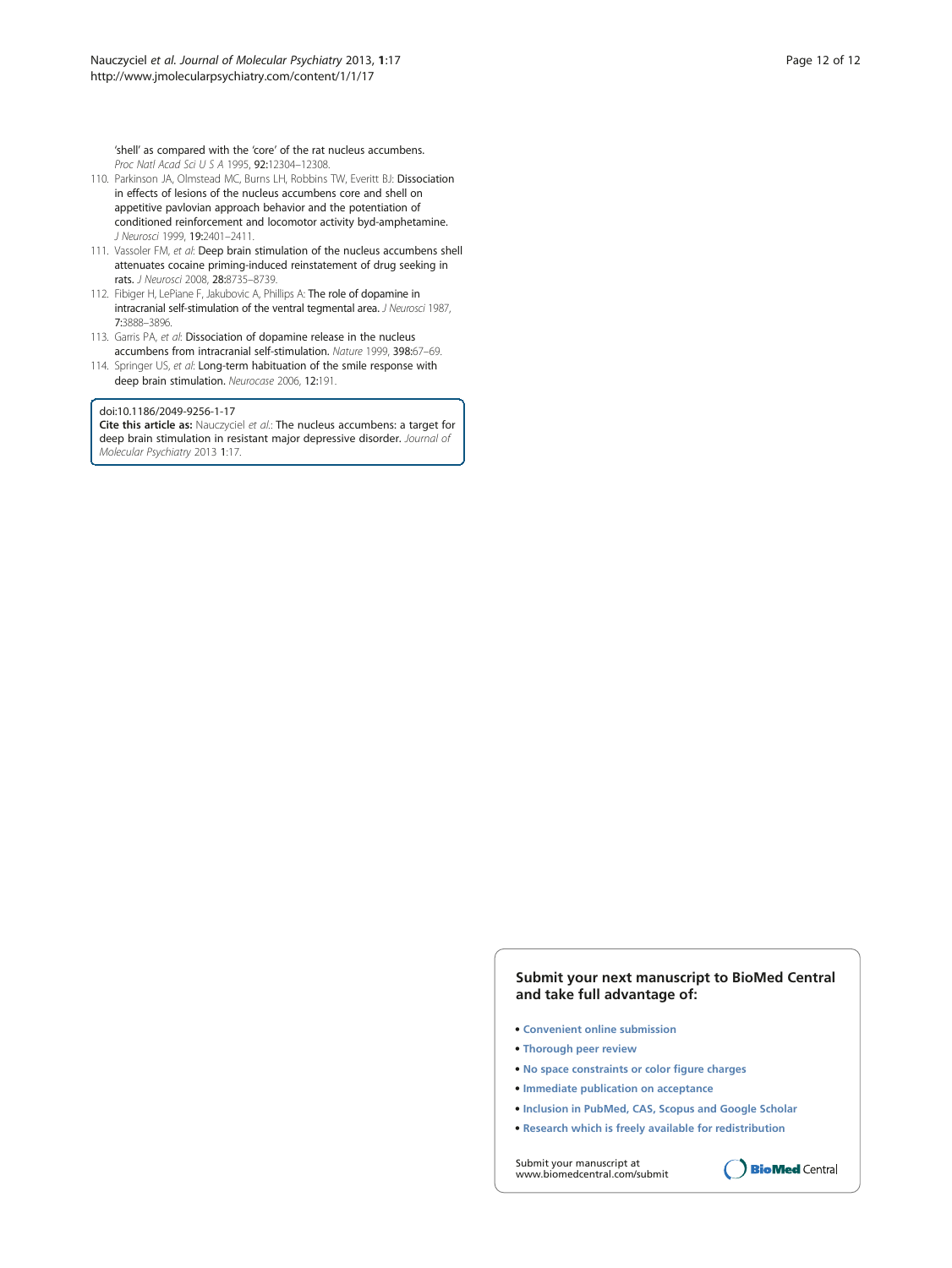'shell' as compared with the 'core' of the rat nucleus accumbens. *Proc Natl Acad Sci U S A* 1995, **92:**12304–12308.

110. Parkinson JA, Olmstead MC, Burns LH, Robbins TW, Everitt BJ: **Dissociation in effects of lesions of the nucleus accumbens core and shell on appetitive pavlovian approach behavior and the potentiation of conditioned reinforcement and locomotor activity byd-amphetamine.** *J Neurosci* 1999, **19:**2401–2411.
111. Vassoler FM, *et al*: **Deep brain stimulation of the nucleus accumbens shell attenuates cocaine priming-induced reinstatement of drug seeking in rats.** *J Neurosci* 2008, **28:**8735–8739.
112. Fibiger H, LePiane F, Jakubovic A, Phillips A: **The role of dopamine in intracranial self-stimulation of the ventral tegmental area.** *J Neurosci* 1987, **7:**3888–3896.
113. Garris PA, *et al*: **Dissociation of dopamine release in the nucleus accumbens from intracranial self-stimulation.** *Nature* 1999, **398:**67–69.
114. Springer US, *et al*: **Long-term habituation of the smile response with deep brain stimulation.** *Neurocase* 2006, **12:**191.

doi:10.1186/2049-9256-1-17
**Cite this article as:** Nauczyciel *et al.*: The nucleus accumbens: a target for deep brain stimulation in resistant major depressive disorder. *Journal of Molecular Psychiatry* 2013 **1**:17.

**Submit your next manuscript to BioMed Central and take full advantage of:**

- **Convenient online submission**
- **Thorough peer review**
- **No space constraints or color figure charges**
- **Immediate publication on acceptance**
- **Inclusion in PubMed, CAS, Scopus and Google Scholar**
- **Research which is freely available for redistribution**

Submit your manuscript at
www.biomedcentral.com/submit

BioMed Central